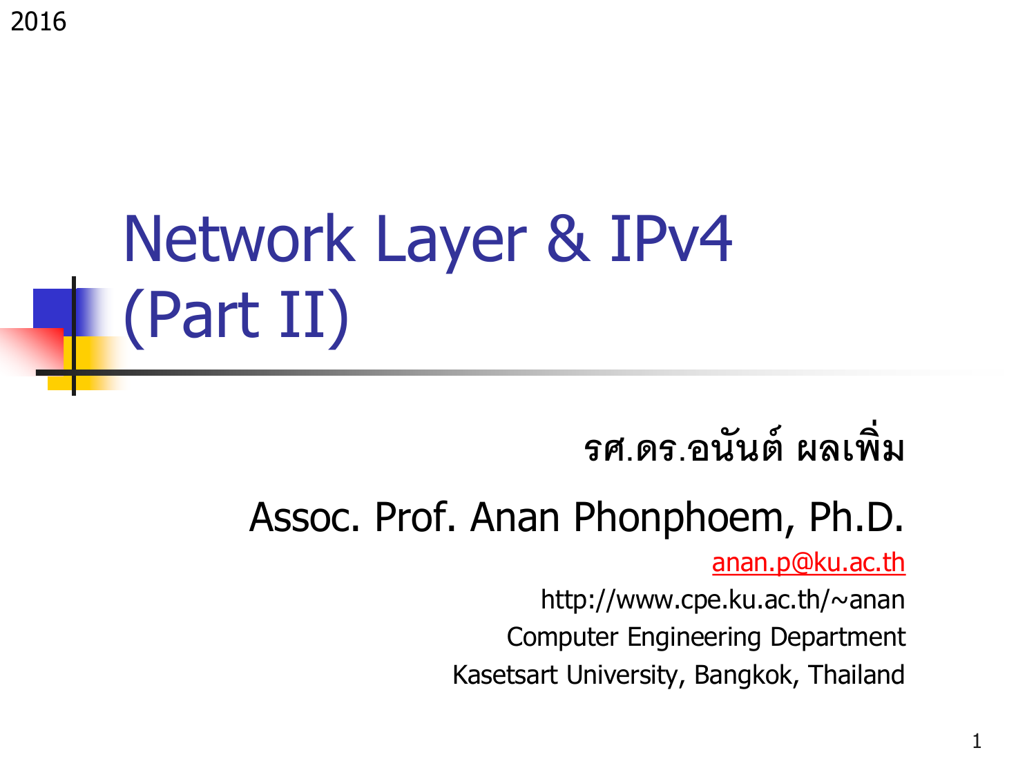2016

# Network Layer & IPv4 (Part II)

**รศ.ดร.อนันต์ ผลเพิ่ม**

Assoc. Prof. Anan Phonphoem, Ph.D.

anan.p@ku.ac.th

http://www.cpe.ku.ac.th/~anan

Computer Engineering Department

Kasetsart University, Bangkok, Thailand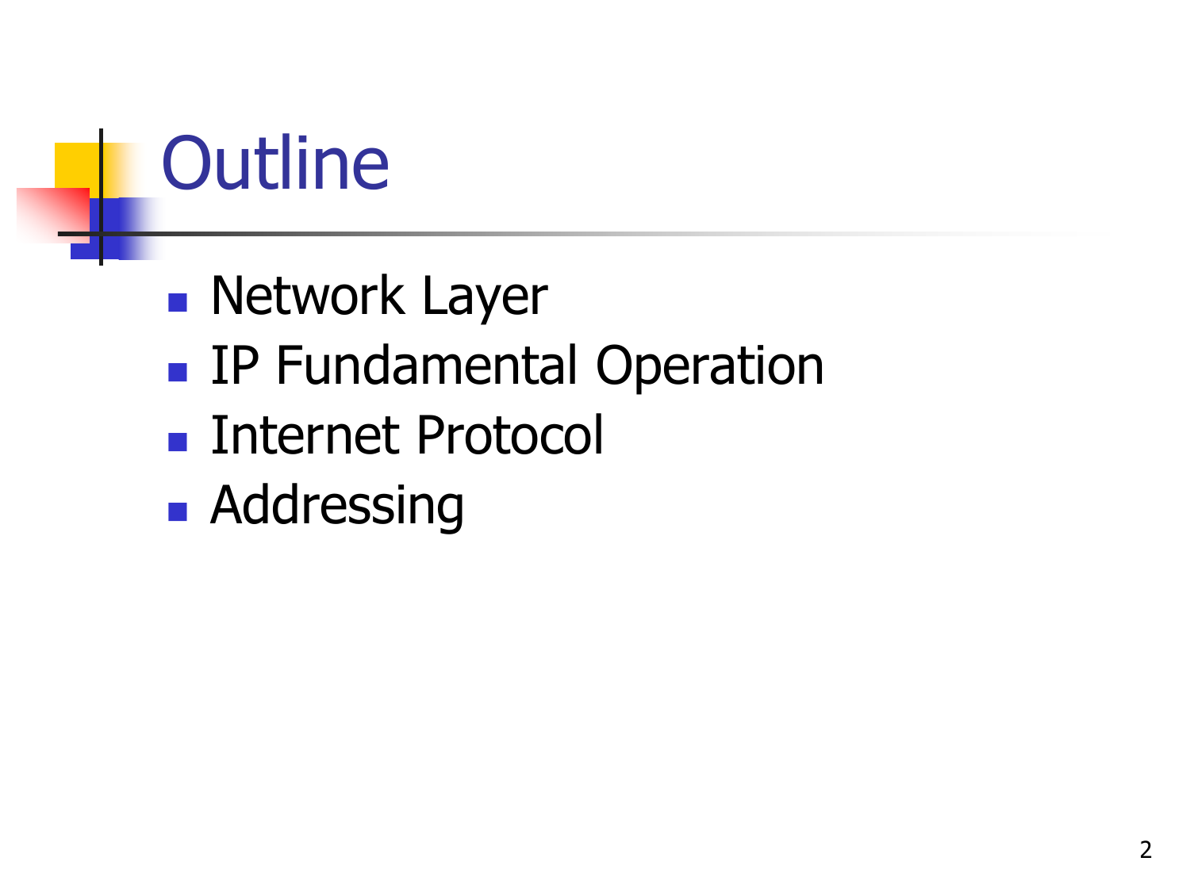# Outline

- Network Layer
- IP Fundamental Operation
- Internet Protocol
- Addressing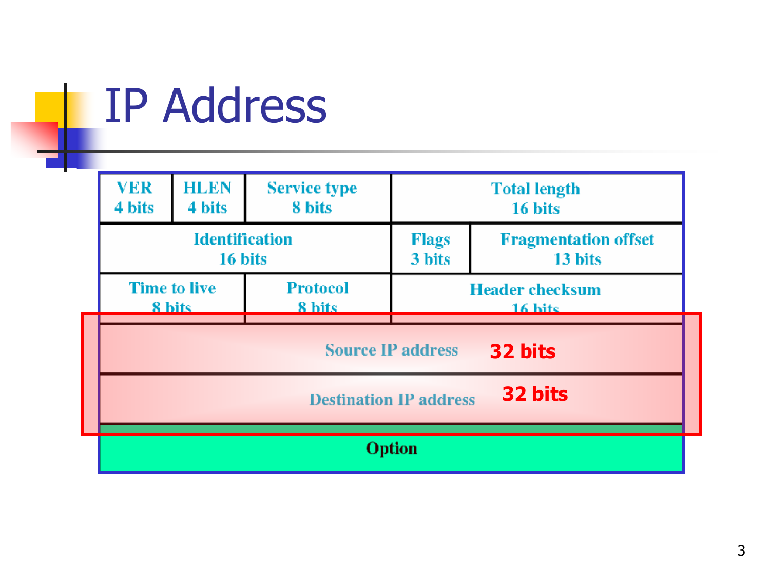# IP Address

| VER 4 bits | HLEN 4 bits | Service type 8 bits | Total length 16 bits | |
|---|---|---|---|---|
| Identification 16 bits | | | Flags 3 bits | Fragmentation offset 13 bits |
| Time to live 8 bits | | Protocol 8 bits | Header checksum 16 bits | |
| Source IP address **32 bits** | | | | |
| Destination IP address **32 bits** | | | | |
| Option | | | | |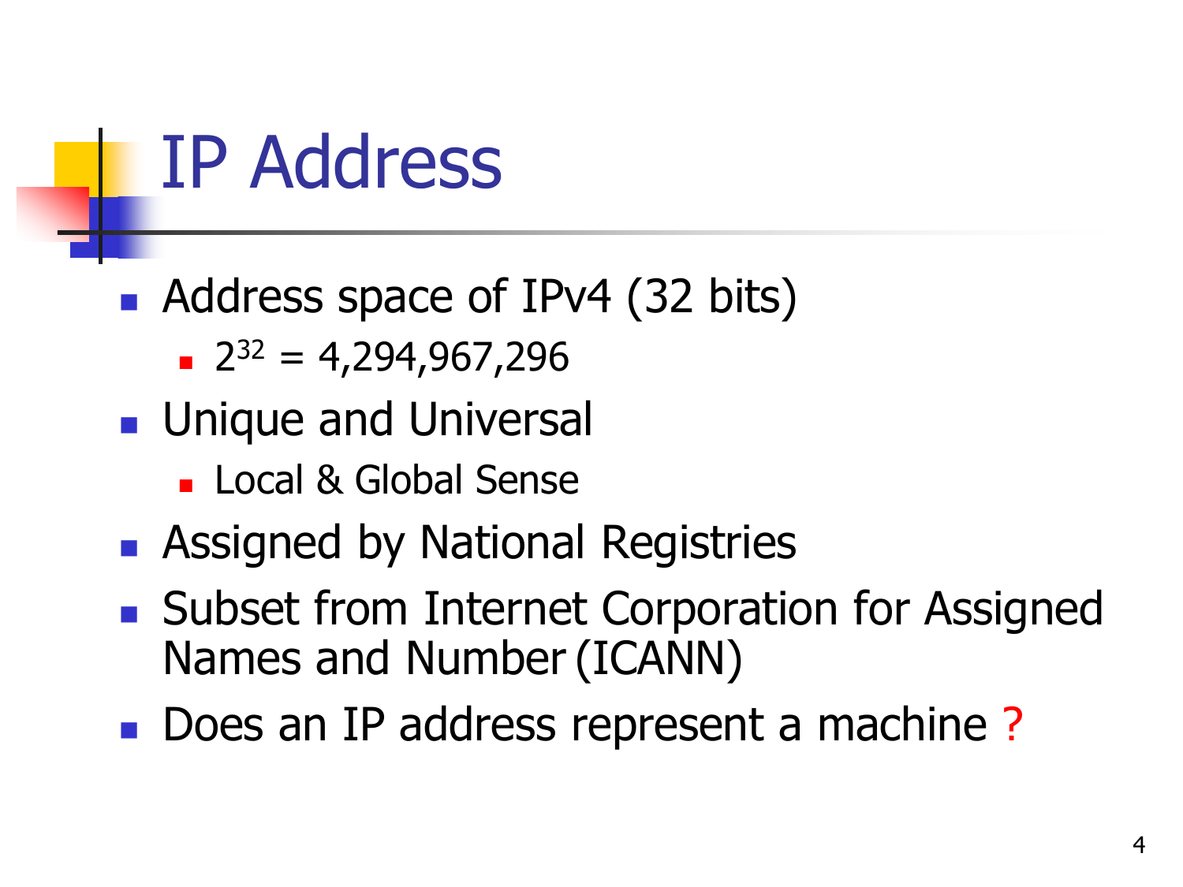# IP Address

- Address space of IPv4 (32 bits)
  - $2^{32} = 4,294,967,296$
- Unique and Universal
  - Local & Global Sense
- Assigned by National Registries
- Subset from Internet Corporation for Assigned Names and Number (ICANN)
- Does an IP address represent a machine ?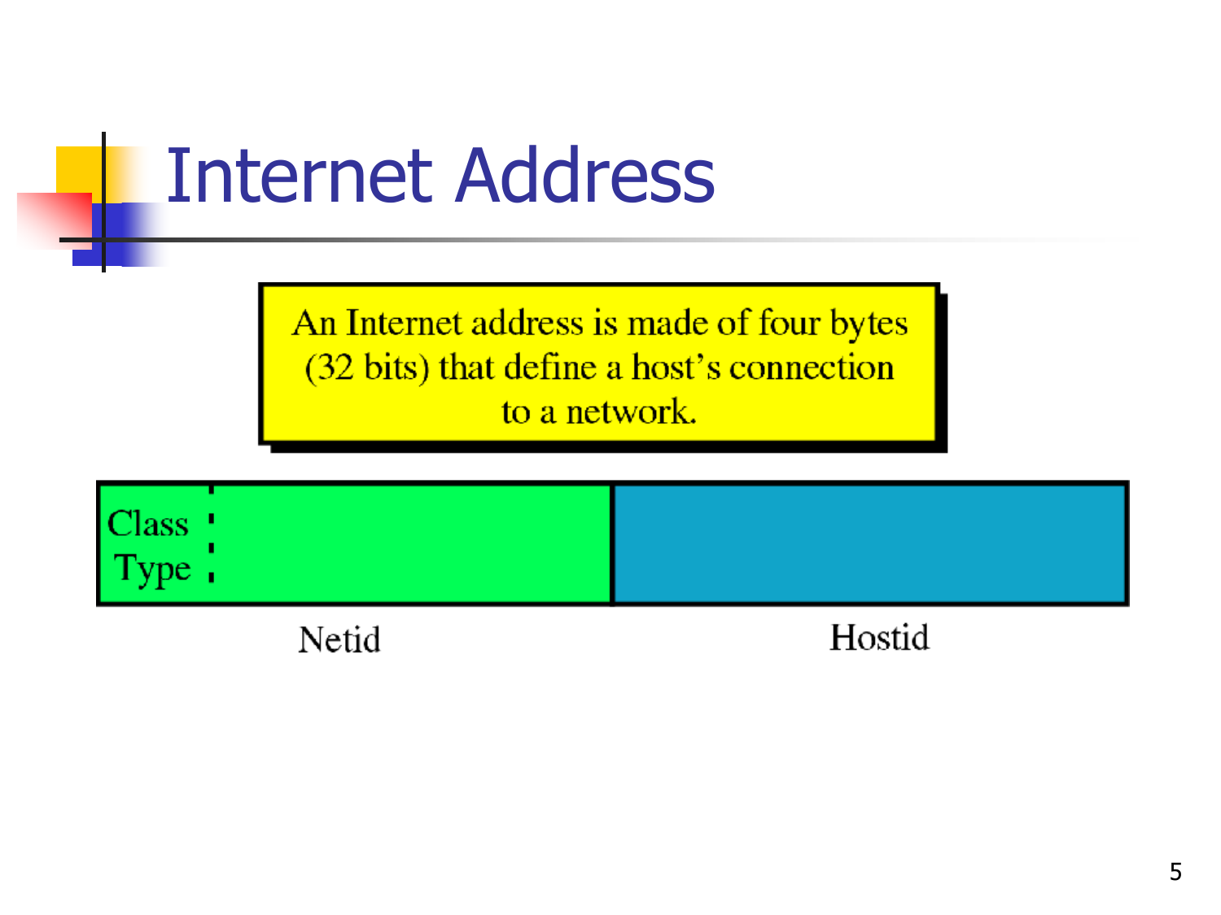# Internet Address

An Internet address is made of four bytes (32 bits) that define a host's connection to a network.

| Class Type / Netid | Hostid |
| --- | --- |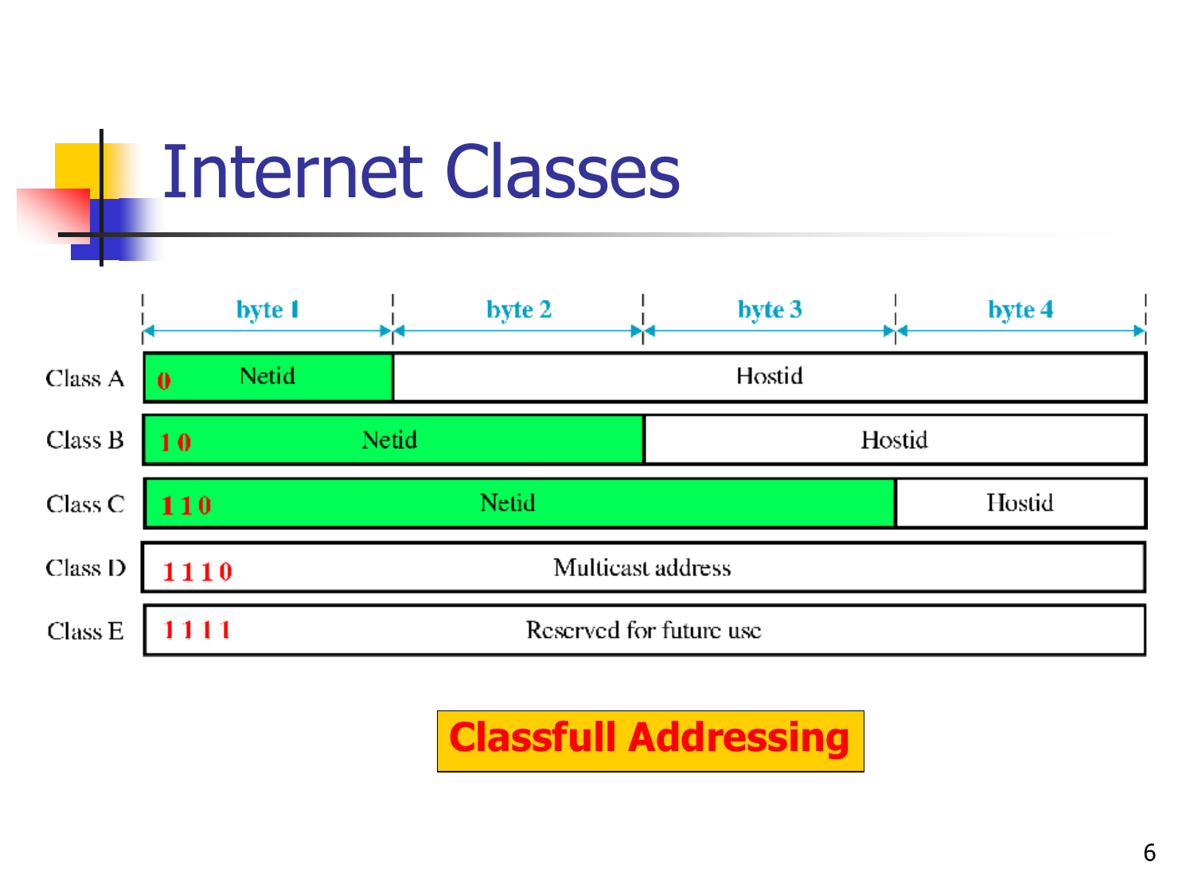# Internet Classes

| | byte 1 | byte 2 | byte 3 | byte 4 |
|---|---|---|---|---|
| Class A | 0 Netid | Hostid | | |
| Class B | 1 0 Netid | | Hostid | |
| Class C | 1 1 0 Netid | | | Hostid |
| Class D | 1 1 1 0 Multicast address | | | |
| Class E | 1 1 1 1 Reserved for future use | | | |

**Classfull Addressing**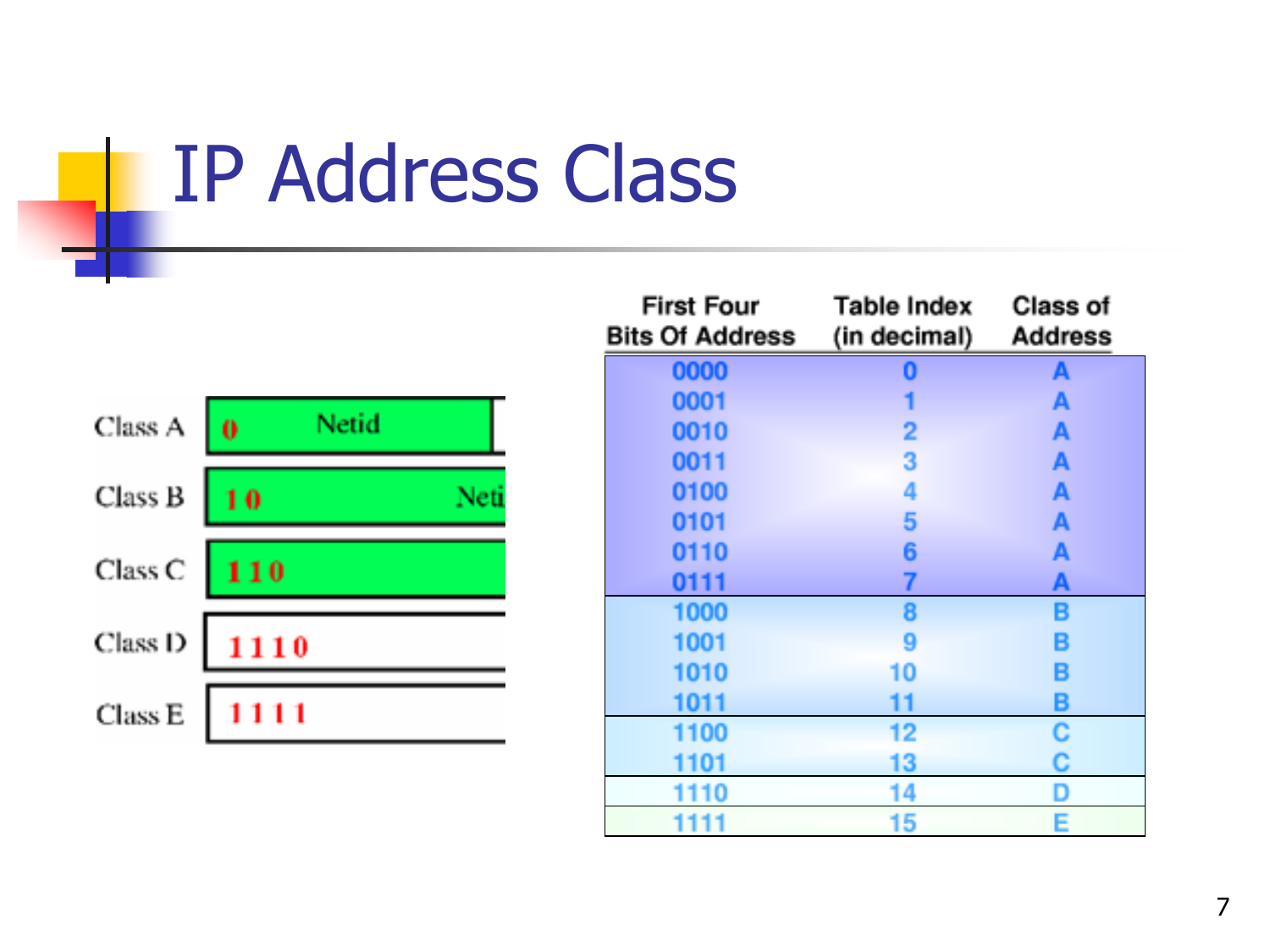# IP Address Class

| Class | Leading bits | Field |
|---|---|---|
| Class A | 0 | Netid |
| Class B | 10 | Neti |
| Class C | 110 | |
| Class D | 1110 | |
| Class E | 1111 | |

| First Four Bits Of Address | Table Index (in decimal) | Class of Address |
|---|---|---|
| 0000 | 0 | A |
| 0001 | 1 | A |
| 0010 | 2 | A |
| 0011 | 3 | A |
| 0100 | 4 | A |
| 0101 | 5 | A |
| 0110 | 6 | A |
| 0111 | 7 | A |
| 1000 | 8 | B |
| 1001 | 9 | B |
| 1010 | 10 | B |
| 1011 | 11 | B |
| 1100 | 12 | C |
| 1101 | 13 | C |
| 1110 | 14 | D |
| 1111 | 15 | E |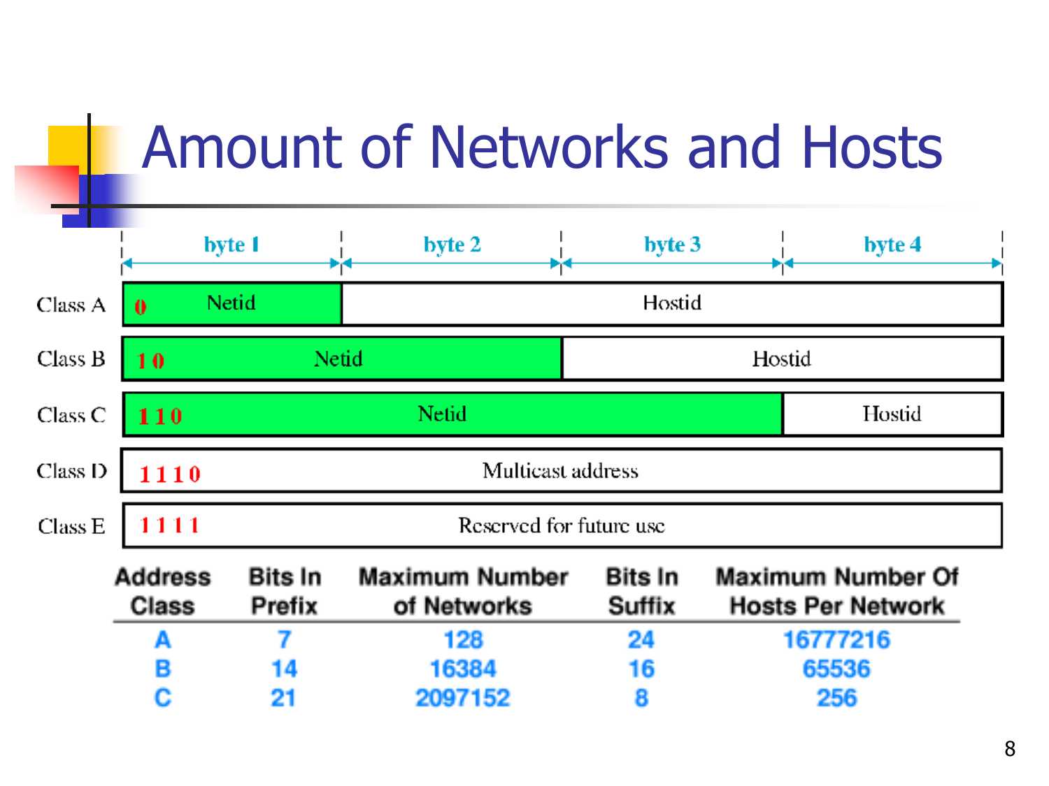# Amount of Networks and Hosts

| | byte 1 | byte 2 | byte 3 | byte 4 |
|---|---|---|---|---|
| Class A | 0 Netid | Hostid | | |
| Class B | 10 Netid | | Hostid | |
| Class C | 110 Netid | | | Hostid |
| Class D | 1110 Multicast address | | | |
| Class E | 1111 Reserved for future use | | | |

| Address Class | Bits In Prefix | Maximum Number of Networks | Bits In Suffix | Maximum Number Of Hosts Per Network |
|---|---|---|---|---|
| A | 7 | 128 | 24 | 16777216 |
| B | 14 | 16384 | 16 | 65536 |
| C | 21 | 2097152 | 8 | 256 |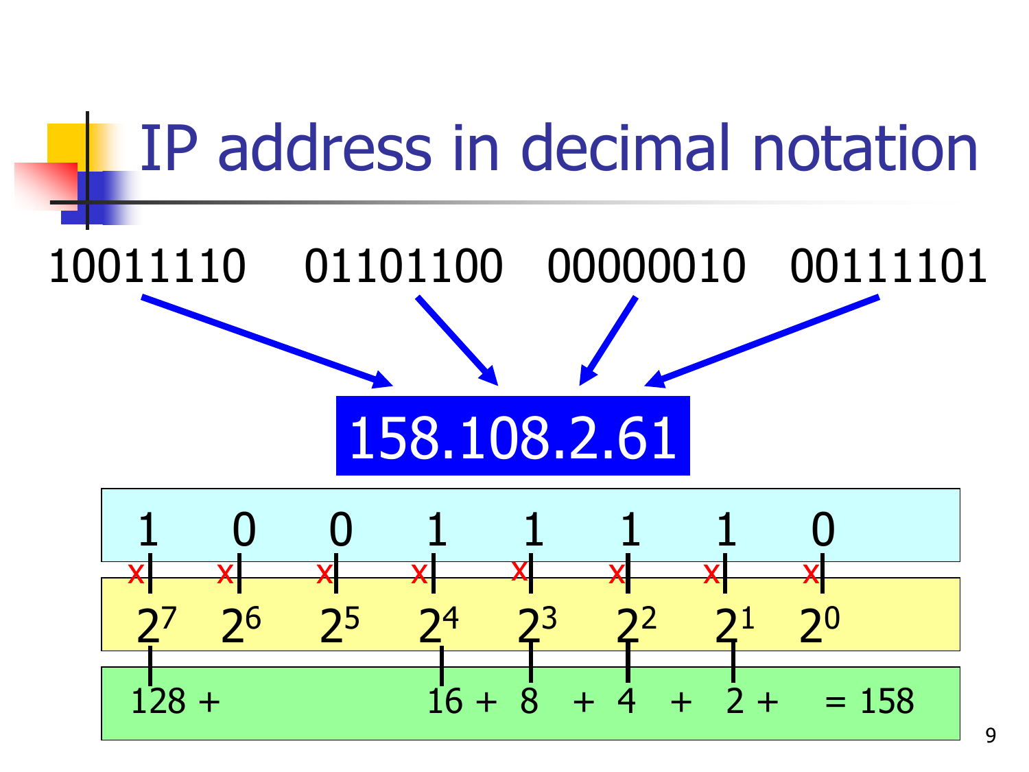# IP address in decimal notation

10011110 01101100 00000010 00111101

**158.108.2.61**

| 1 | 0 | 0 | 1 | 1 | 1 | 1 | 0 | |
|---|---|---|---|---|---|---|---|---|
| x | x | x | x | x | x | x | x | |
| $2^7$ | $2^6$ | $2^5$ | $2^4$ | $2^3$ | $2^2$ | $2^1$ | $2^0$ | |
| 128 + | | | 16 + | 8 + | 4 + | 2 + | | = 158 |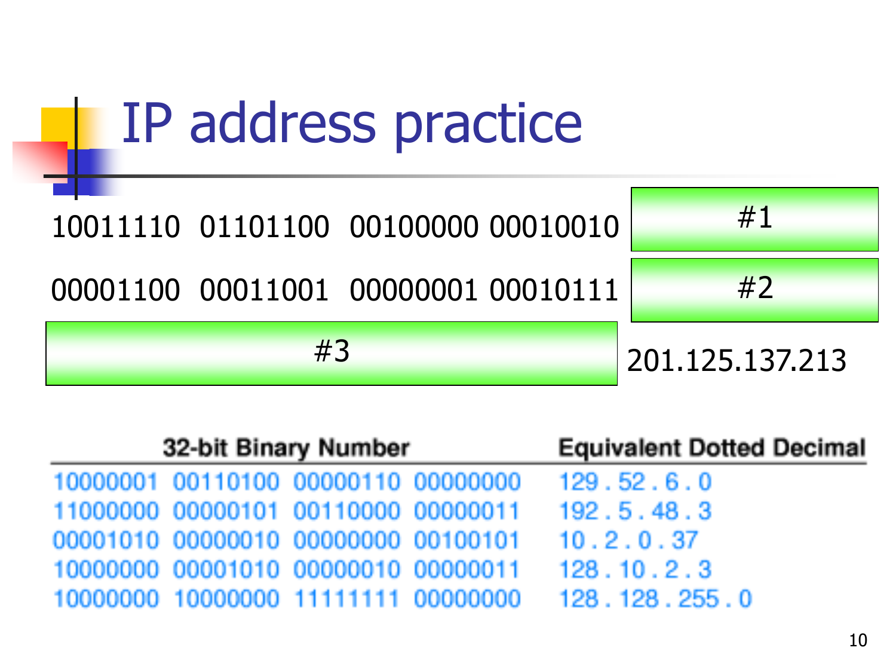# IP address practice

| | |
|---|---|
| 10011110 01101100 00100000 00010010 | #1 |
| 00001100 00011001 00000001 00010111 | #2 |
| #3 | 201.125.137.213 |

| 32-bit Binary Number | Equivalent Dotted Decimal |
|---|---|
| 10000001 00110100 00000110 00000000 | 129 . 52 . 6 . 0 |
| 11000000 00000101 00110000 00000011 | 192 . 5 . 48 . 3 |
| 00001010 00000010 00000000 00100101 | 10 . 2 . 0 . 37 |
| 10000000 00001010 00000010 00000011 | 128 . 10 . 2 . 3 |
| 10000000 10000000 11111111 00000000 | 128 . 128 . 255 . 0 |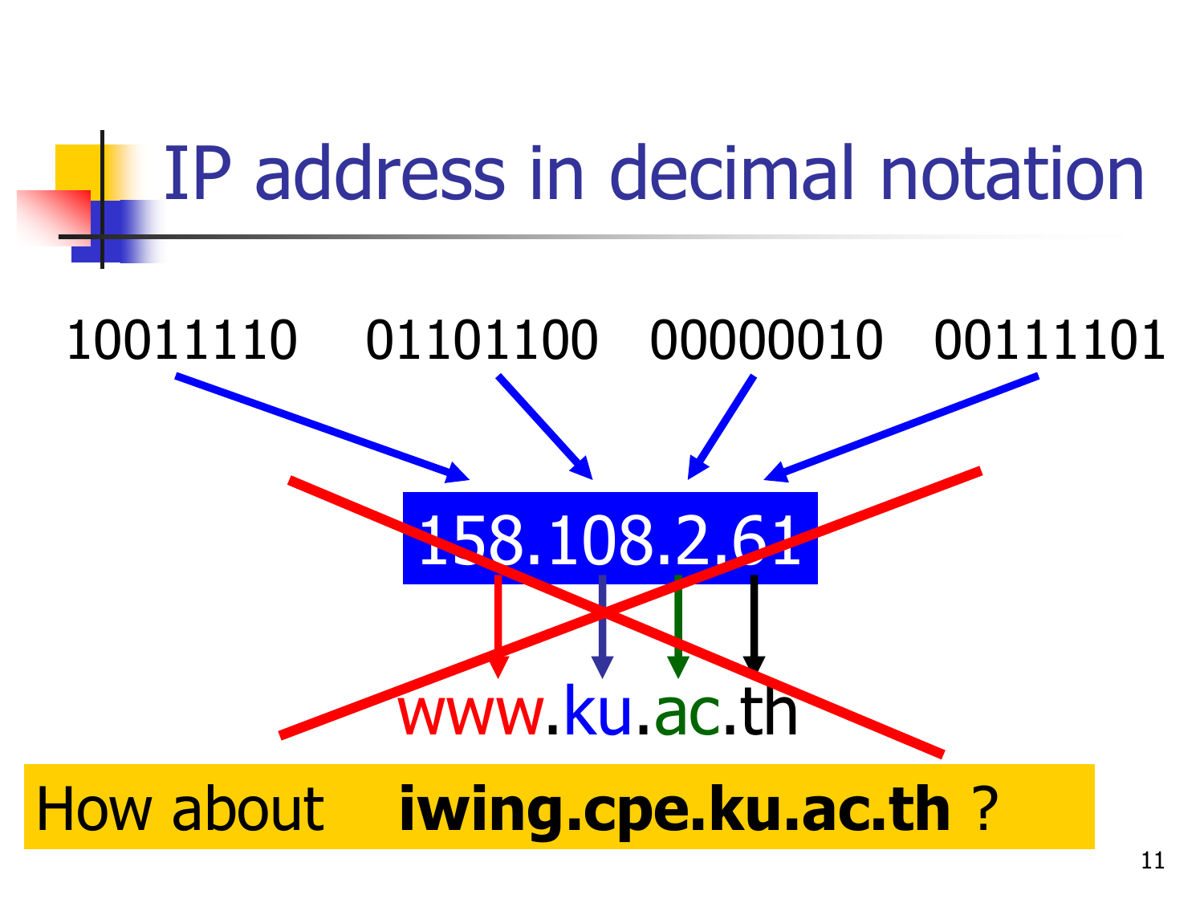# IP address in decimal notation

10011110 01101100 00000010 00111101

158.108.2.61

www.ku.ac.th

How about **iwing.cpe.ku.ac.th** ?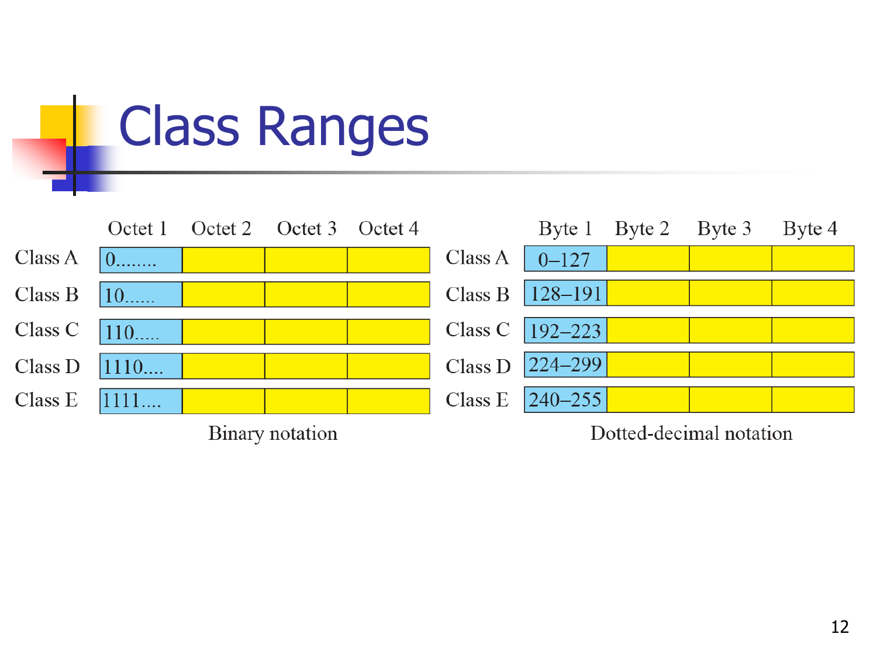# Class Ranges

**Binary notation**

| | Octet 1 | Octet 2 | Octet 3 | Octet 4 |
|---|---|---|---|---|
| Class A | 0........ | | | |
| Class B | 10...... | | | |
| Class C | 110..... | | | |
| Class D | 1110.... | | | |
| Class E | 1111.... | | | |

**Dotted-decimal notation**

| | Byte 1 | Byte 2 | Byte 3 | Byte 4 |
|---|---|---|---|---|
| Class A | 0–127 | | | |
| Class B | 128–191 | | | |
| Class C | 192–223 | | | |
| Class D | 224–299 | | | |
| Class E | 240–255 | | | |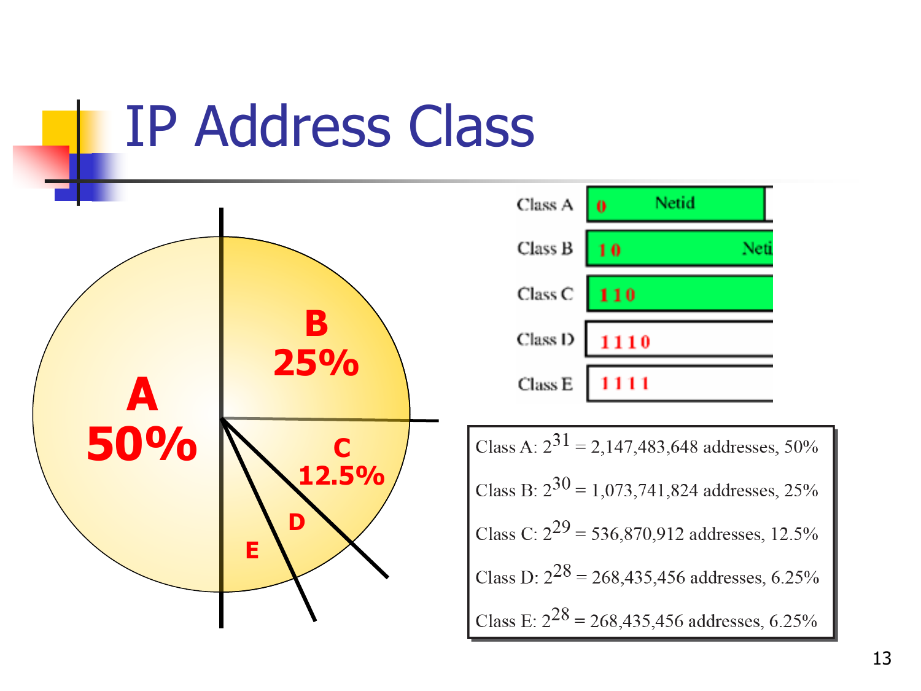# IP Address Class

A 50%

B 25%

C 12.5%

D

E

| | | |
|---|---|---|
| Class A | 0 | Netid |
| Class B | 1 0 | Neti |
| Class C | 1 1 0 | |
| Class D | 1 1 1 0 | |
| Class E | 1 1 1 1 | |

Class A: $2^{31}$ = 2,147,483,648 addresses, 50%

Class B: $2^{30}$ = 1,073,741,824 addresses, 25%

Class C: $2^{29}$ = 536,870,912 addresses, 12.5%

Class D: $2^{28}$ = 268,435,456 addresses, 6.25%

Class E: $2^{28}$ = 268,435,456 addresses, 6.25%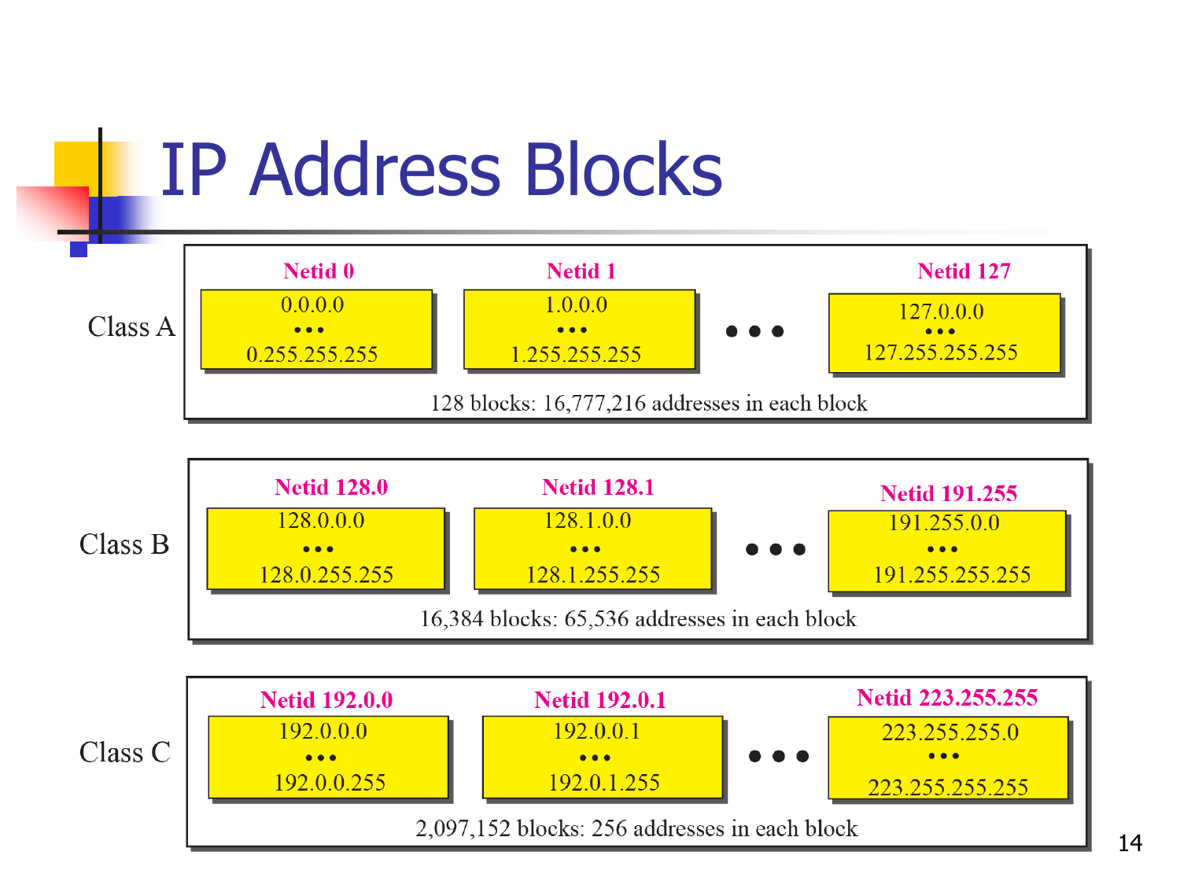# IP Address Blocks

**Class A**

| Netid 0 | Netid 1 | • • • | Netid 127 |
| --- | --- | --- | --- |
| 0.0.0.0 ••• 0.255.255.255 | 1.0.0.0 ••• 1.255.255.255 | • • • | 127.0.0.0 ••• 127.255.255.255 |

128 blocks: 16,777,216 addresses in each block

**Class B**

| Netid 128.0 | Netid 128.1 | • • • | Netid 191.255 |
| --- | --- | --- | --- |
| 128.0.0.0 ••• 128.0.255.255 | 128.1.0.0 ••• 128.1.255.255 | • • • | 191.255.0.0 ••• 191.255.255.255 |

16,384 blocks: 65,536 addresses in each block

**Class C**

| Netid 192.0.0 | Netid 192.0.1 | • • • | Netid 223.255.255 |
| --- | --- | --- | --- |
| 192.0.0.0 ••• 192.0.0.255 | 192.0.0.1 ••• 192.0.1.255 | • • • | 223.255.255.0 ••• 223.255.255.255 |

2,097,152 blocks: 256 addresses in each block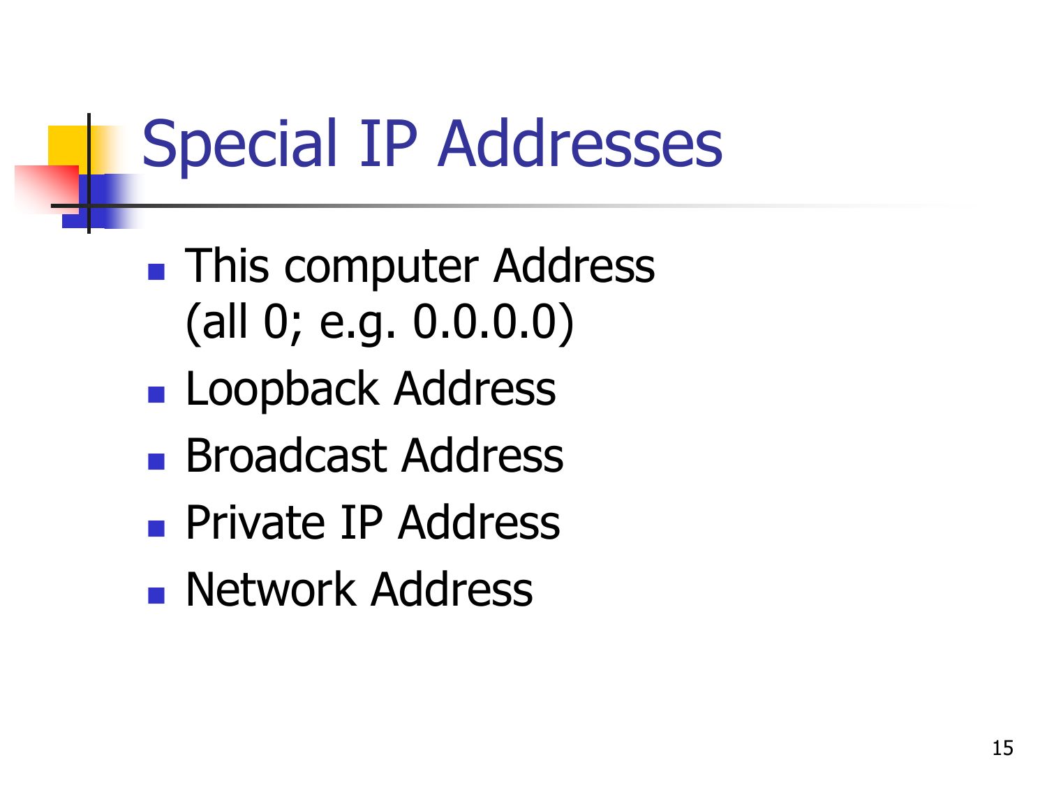# Special IP Addresses

- This computer Address (all 0; e.g. 0.0.0.0)
- Loopback Address
- Broadcast Address
- Private IP Address
- Network Address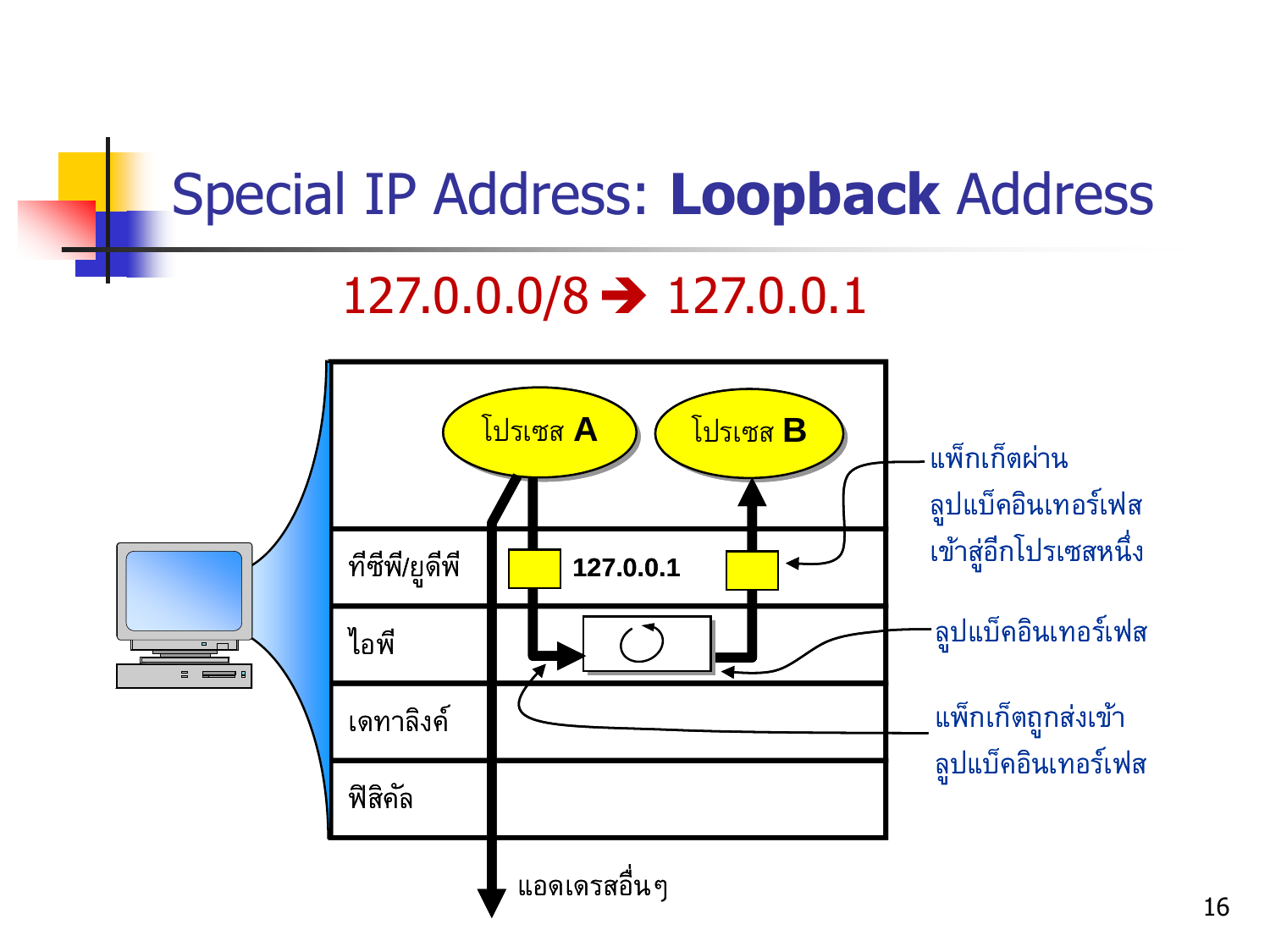# Special IP Address: **Loopback** Address

127.0.0.0/8 ➔ 127.0.0.1

| | |
|---|---|
| | โปรเซส **A** &nbsp;&nbsp; โปรเซส **B** |
| ทีซีพี/ยูดีพี | **127.0.0.1** |
| ไอพี | |
| เดทาลิงค์ | |
| ฟิสิคัล | |

แอดเดรสอื่นๆ

แพ็กเก็ตผ่านลูปแบ็คอินเทอร์เฟสเข้าสู่อีกโปรเซสหนึ่ง

ลูปแบ็คอินเทอร์เฟส

แพ็กเก็ตถูกส่งเข้าลูปแบ็คอินเทอร์เฟส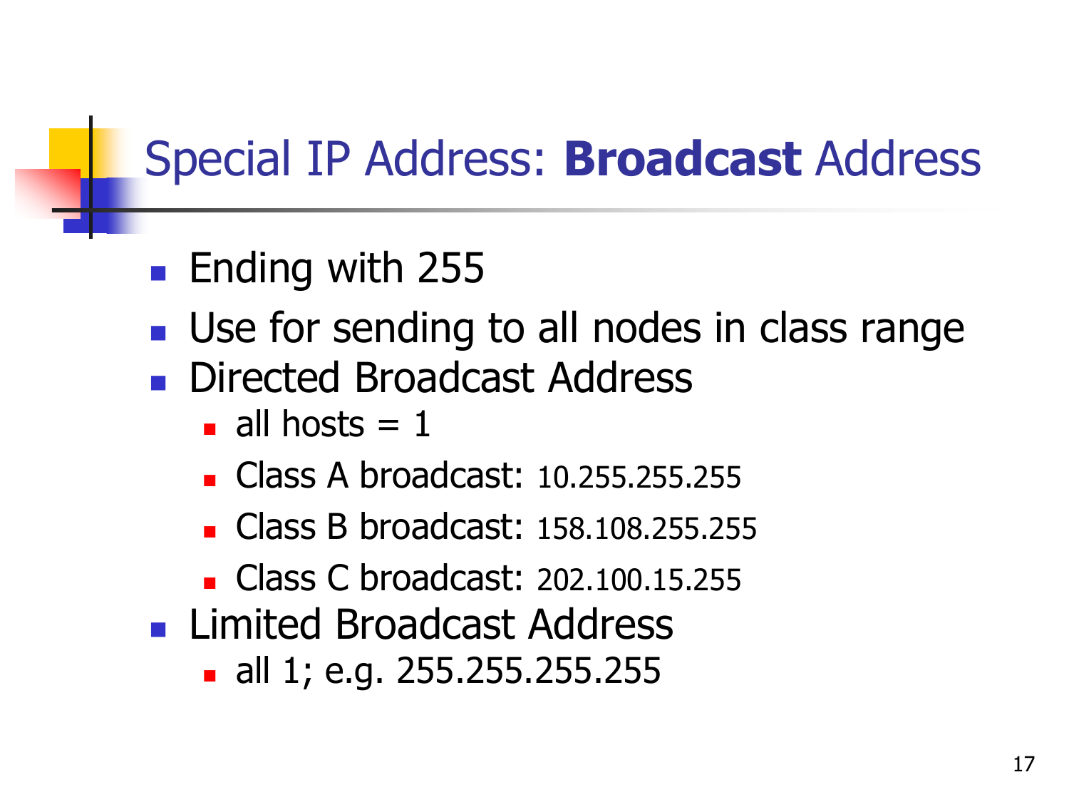# Special IP Address: **Broadcast** Address

- Ending with 255
- Use for sending to all nodes in class range
- Directed Broadcast Address
  - all hosts = 1
  - Class A broadcast: 10.255.255.255
  - Class B broadcast: 158.108.255.255
  - Class C broadcast: 202.100.15.255
- Limited Broadcast Address
  - all 1; e.g. 255.255.255.255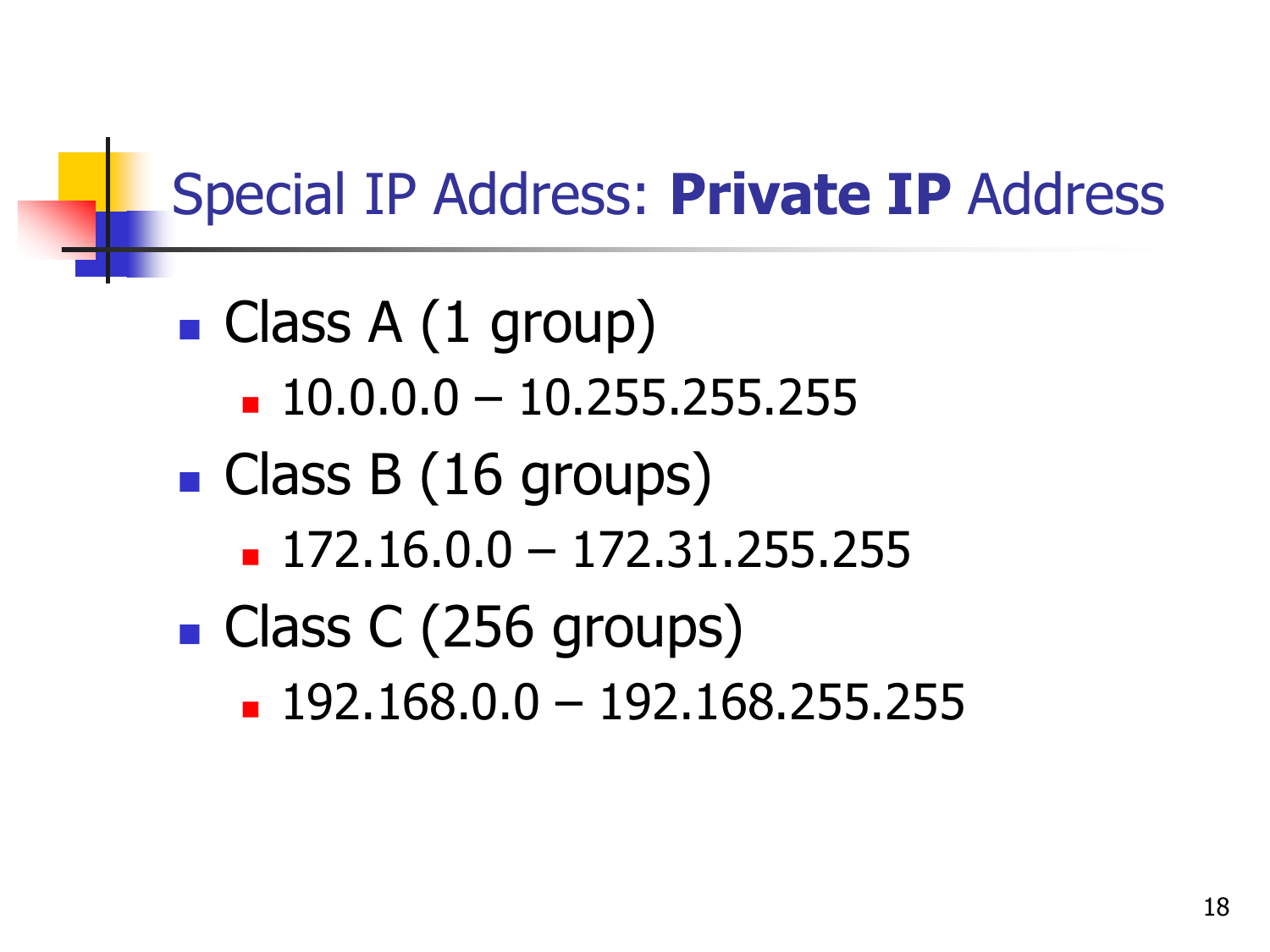# Special IP Address: **Private IP** Address

- Class A (1 group)
  - 10.0.0.0 – 10.255.255.255
- Class B (16 groups)
  - 172.16.0.0 – 172.31.255.255
- Class C (256 groups)
  - 192.168.0.0 – 192.168.255.255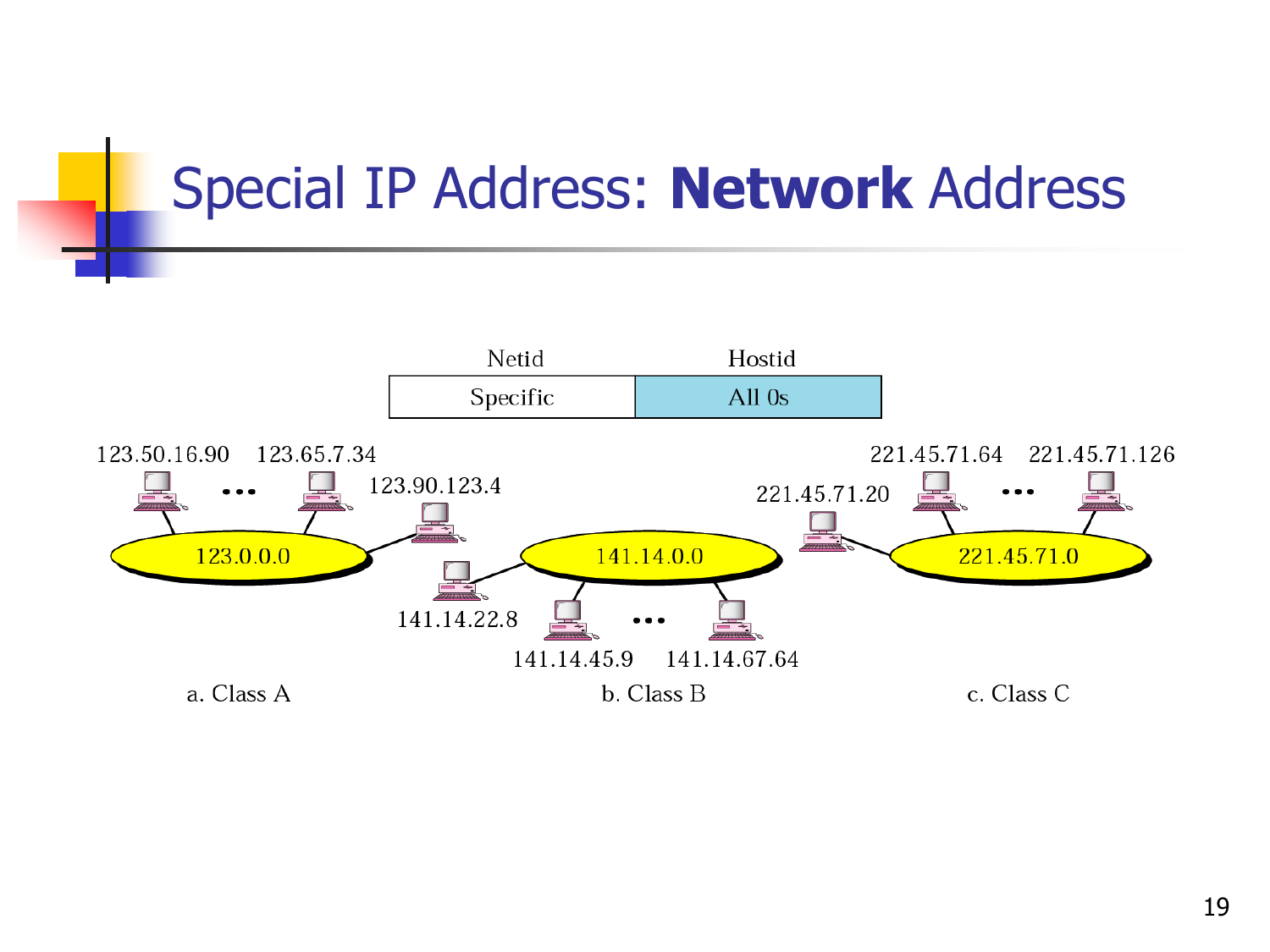# Special IP Address: **Network** Address

| Netid | Hostid |
| --- | --- |
| Specific | All 0s |

123.50.16.90 123.65.7.34 123.90.123.4

123.0.0.0

141.14.22.8

141.14.0.0

141.14.45.9 141.14.67.64

221.45.71.20 221.45.71.64 221.45.71.126

221.45.71.0

a. Class A

b. Class B

c. Class C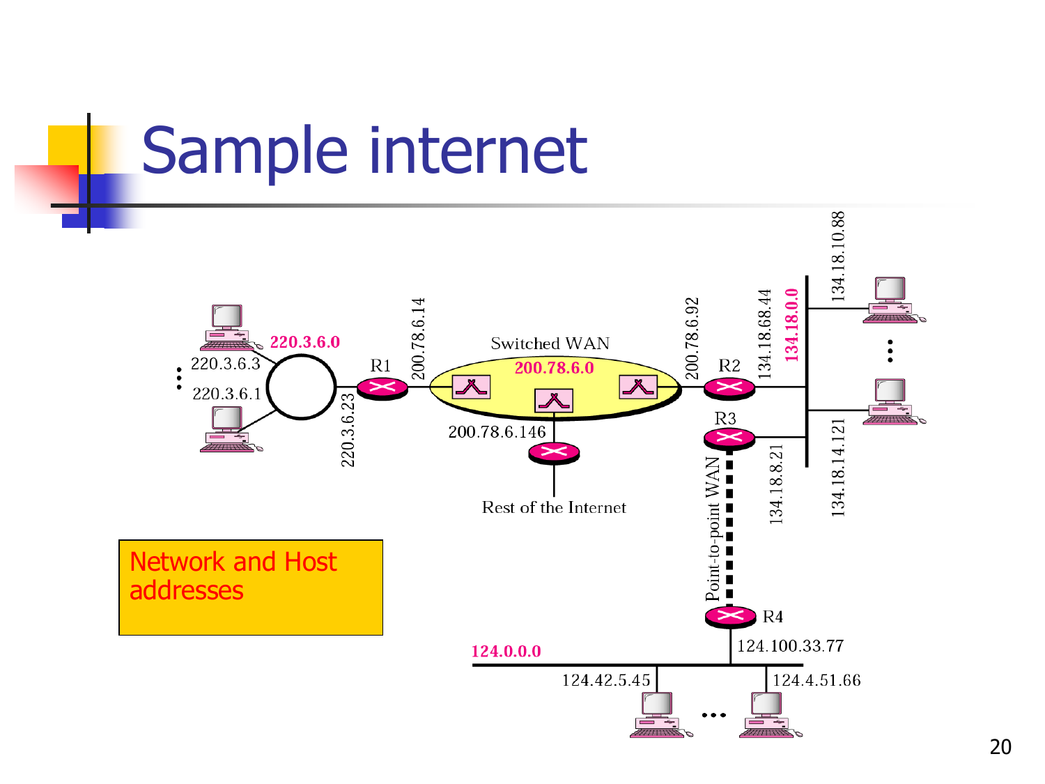# Sample internet

220.3.6.0

220.3.6.3

220.3.6.1

220.3.6.23

R1

200.78.6.14

Switched WAN

200.78.6.0

200.78.6.146

Rest of the Internet

200.78.6.92

R2

134.18.68.44

134.18.0.0

134.18.10.88

R3

134.18.8.21

134.18.14.121

Point-to-point WAN

R4

124.100.33.77

124.0.0.0

124.42.5.45

124.4.51.66

Network and Host addresses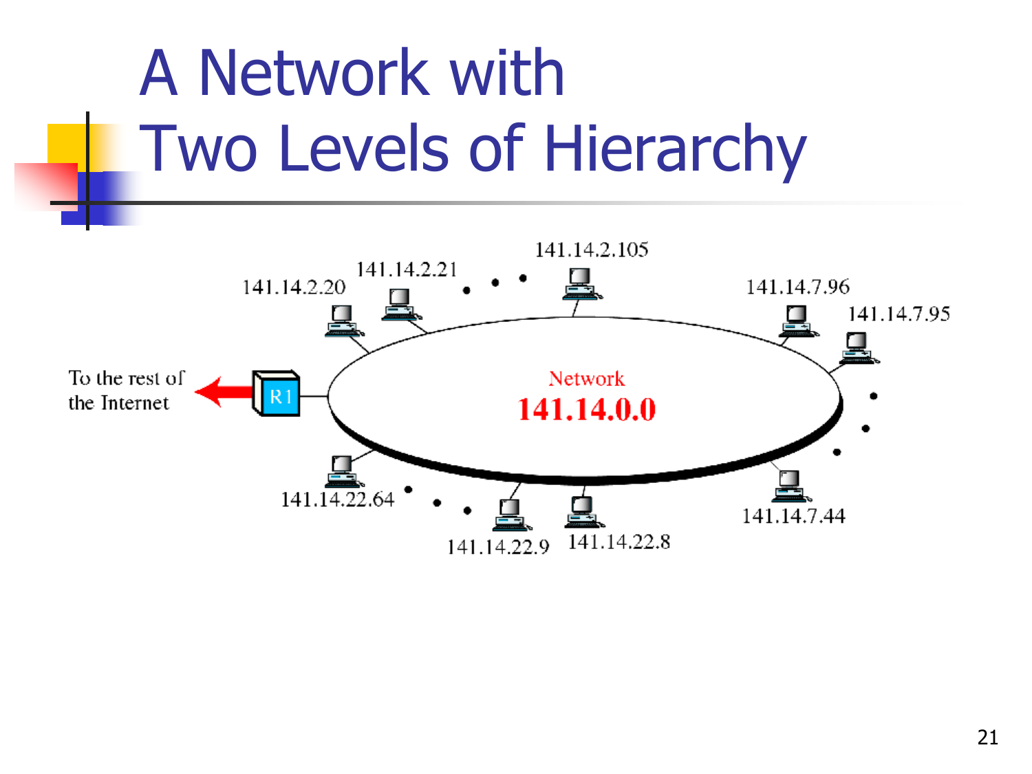# A Network with Two Levels of Hierarchy

141.14.2.20

141.14.2.21

141.14.2.105

141.14.7.96

141.14.7.95

To the rest of the Internet

R1

Network

**141.14.0.0**

141.14.22.64

141.14.22.9

141.14.22.8

141.14.7.44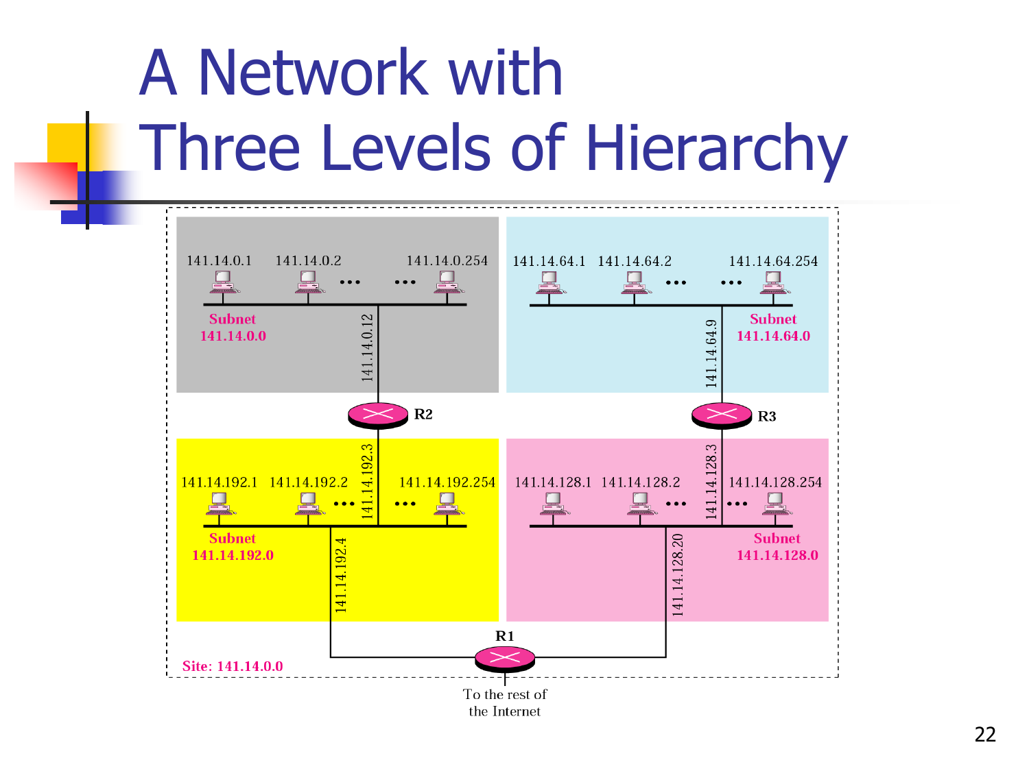# A Network with Three Levels of Hierarchy

141.14.0.1 141.14.0.2 ... ... 141.14.0.254

Subnet 141.14.0.0

141.14.0.12

141.14.64.1 141.14.64.2 ... ... 141.14.64.254

Subnet 141.14.64.0

141.14.64.9

R2

R3

141.14.192.3

141.14.128.3

141.14.192.1 141.14.192.2 ... ... 141.14.192.254

Subnet 141.14.192.0

141.14.192.4

141.14.128.1 141.14.128.2 ... ... 141.14.128.254

Subnet 141.14.128.0

141.14.128.20

R1

Site: 141.14.0.0

To the rest of the Internet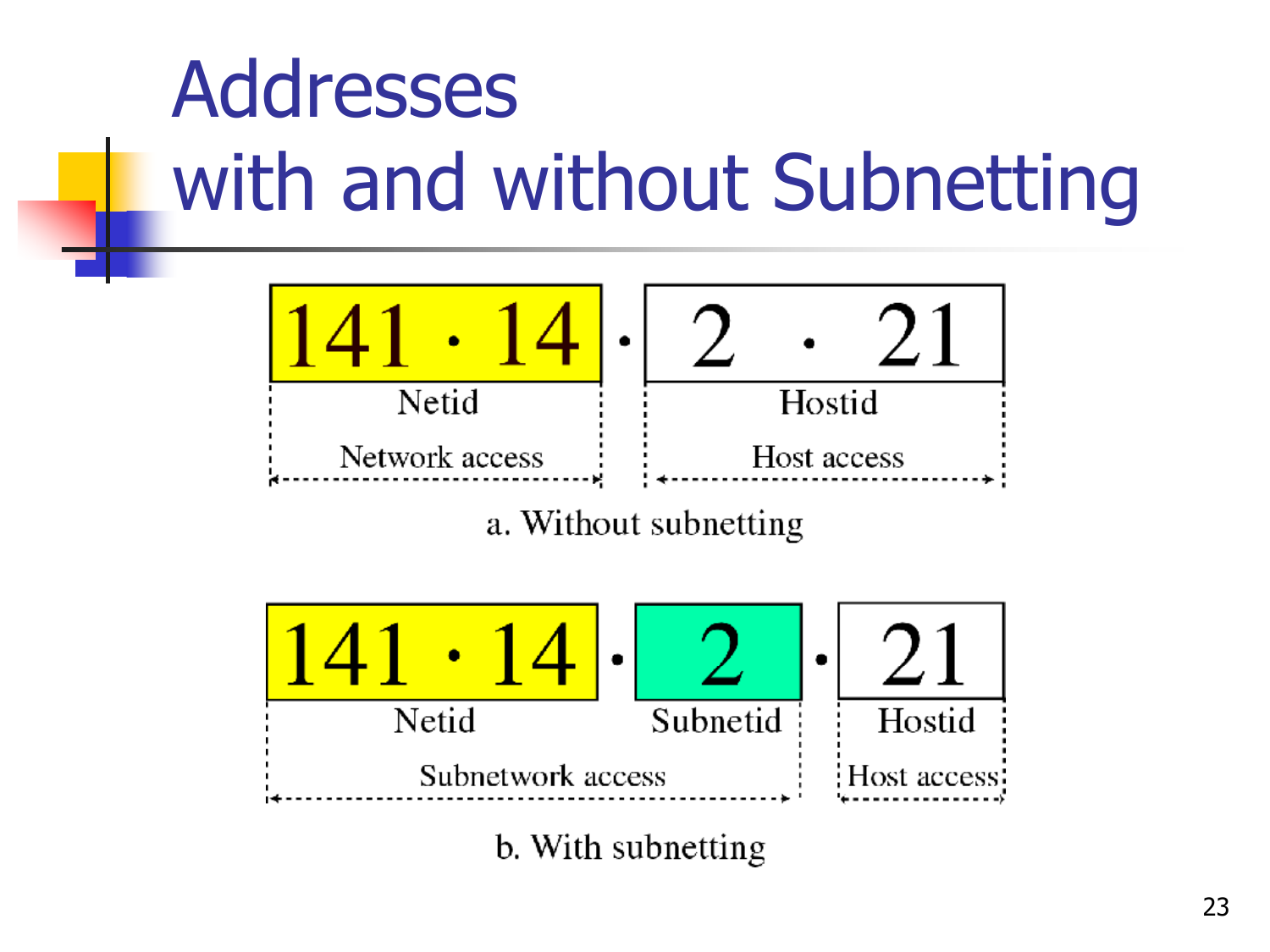# Addresses with and without Subnetting

141 · 14 · 2 · 21

Netid | Hostid

Network access | Host access

a. Without subnetting

141 · 14 · 2 · 21

Netid | Subnetid | Hostid

Subnetwork access | Host access

b. With subnetting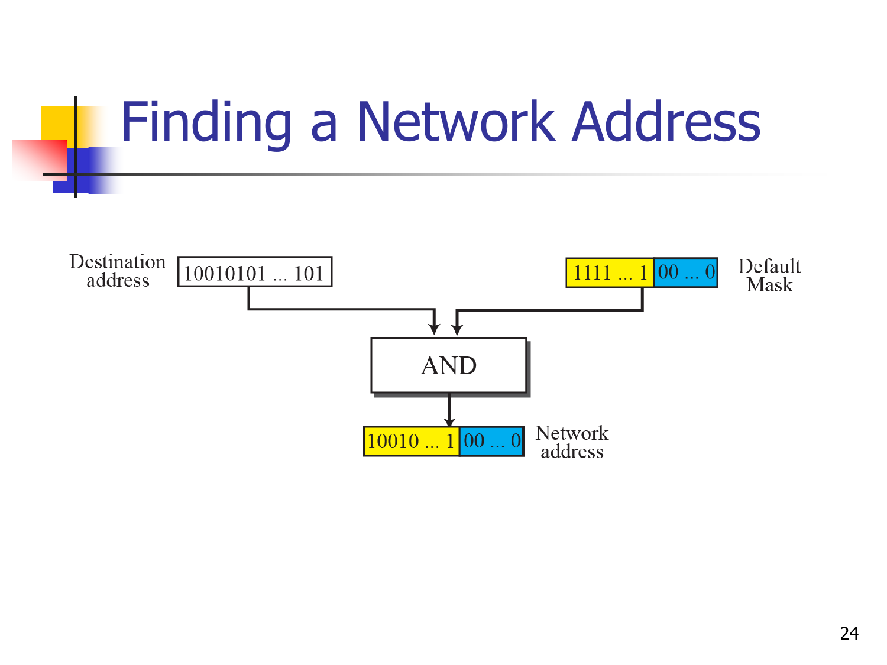# Finding a Network Address

Destination address: 10010101 ... 101

Default Mask: 1111 ... 1 | 00 ... 0

AND

Network address: 10010 ... 1 | 00 ... 0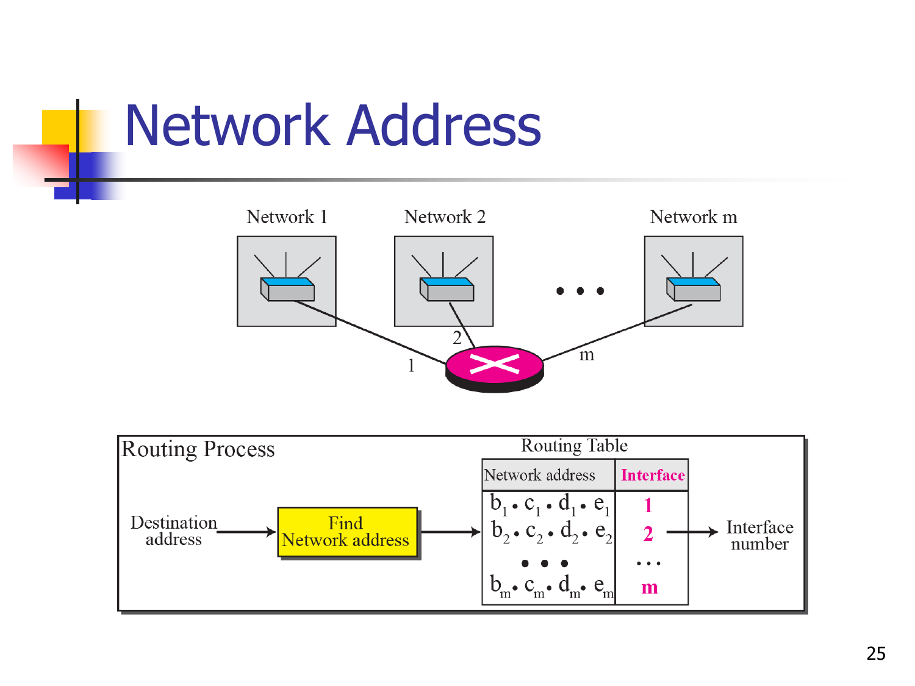# Network Address

Network 1 | Network 2 | Network m

Routing Process

Destination address → Find Network address →

Routing Table

| Network address | Interface |
| --- | --- |
| $b_1 . c_1 . d_1 . e_1$ | 1 |
| $b_2 . c_2 . d_2 . e_2$ | 2 |
| ... | ... |
| $b_m . c_m . d_m . e_m$ | m |

→ Interface number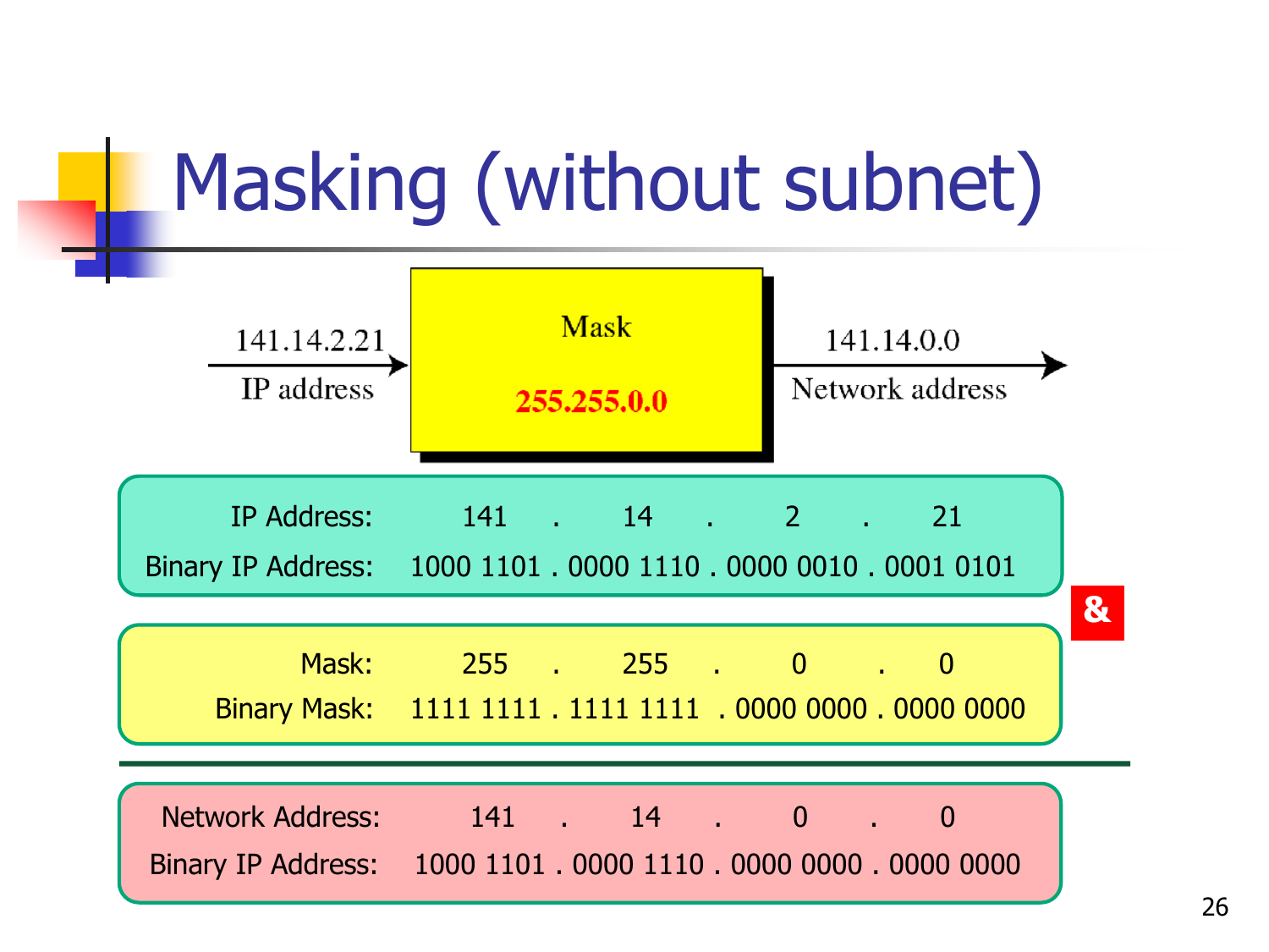# Masking (without subnet)

141.14.2.21 → **Mask 255.255.0.0** → 141.14.0.0

IP address → Mask → Network address

| | | | | | | | |
|---|---|---|---|---|---|---|---|
| IP Address: | 141 | . | 14 | . | 2 | . | 21 |
| Binary IP Address: | 1000 1101 | . | 0000 1110 | . | 0000 0010 | . | 0001 0101 |

&

| | | | | | | | |
|---|---|---|---|---|---|---|---|
| Mask: | 255 | . | 255 | . | 0 | . | 0 |
| Binary Mask: | 1111 1111 | . | 1111 1111 | . | 0000 0000 | . | 0000 0000 |

| | | | | | | | |
|---|---|---|---|---|---|---|---|
| Network Address: | 141 | . | 14 | . | 0 | . | 0 |
| Binary IP Address: | 1000 1101 | . | 0000 1110 | . | 0000 0000 | . | 0000 0000 |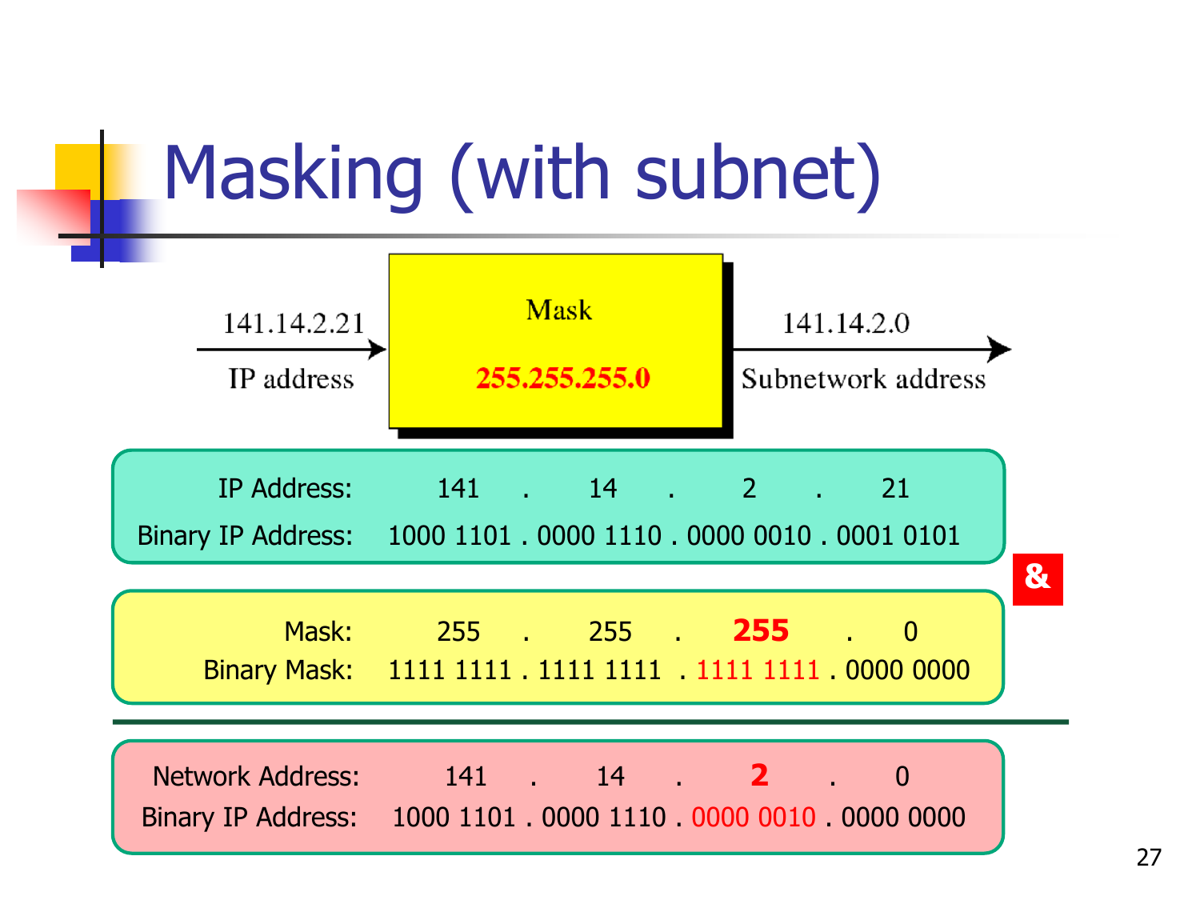# Masking (with subnet)

141.14.2.21 → **Mask** 255.255.255.0 → 141.14.2.0

IP address → Subnetwork address

| | | | | | | | |
|---|---|---|---|---|---|---|---|
| IP Address: | 141 | . | 14 | . | 2 | . | 21 |
| Binary IP Address: | 1000 1101 | . | 0000 1110 | . | 0000 0010 | . | 0001 0101 |

**&**

| | | | | | | | |
|---|---|---|---|---|---|---|---|
| Mask: | 255 | . | 255 | . | **255** | . | 0 |
| Binary Mask: | 1111 1111 | . | 1111 1111 | . | 1111 1111 | . | 0000 0000 |

| | | | | | | | |
|---|---|---|---|---|---|---|---|
| Network Address: | 141 | . | 14 | . | **2** | . | 0 |
| Binary IP Address: | 1000 1101 | . | 0000 1110 | . | 0000 0010 | . | 0000 0000 |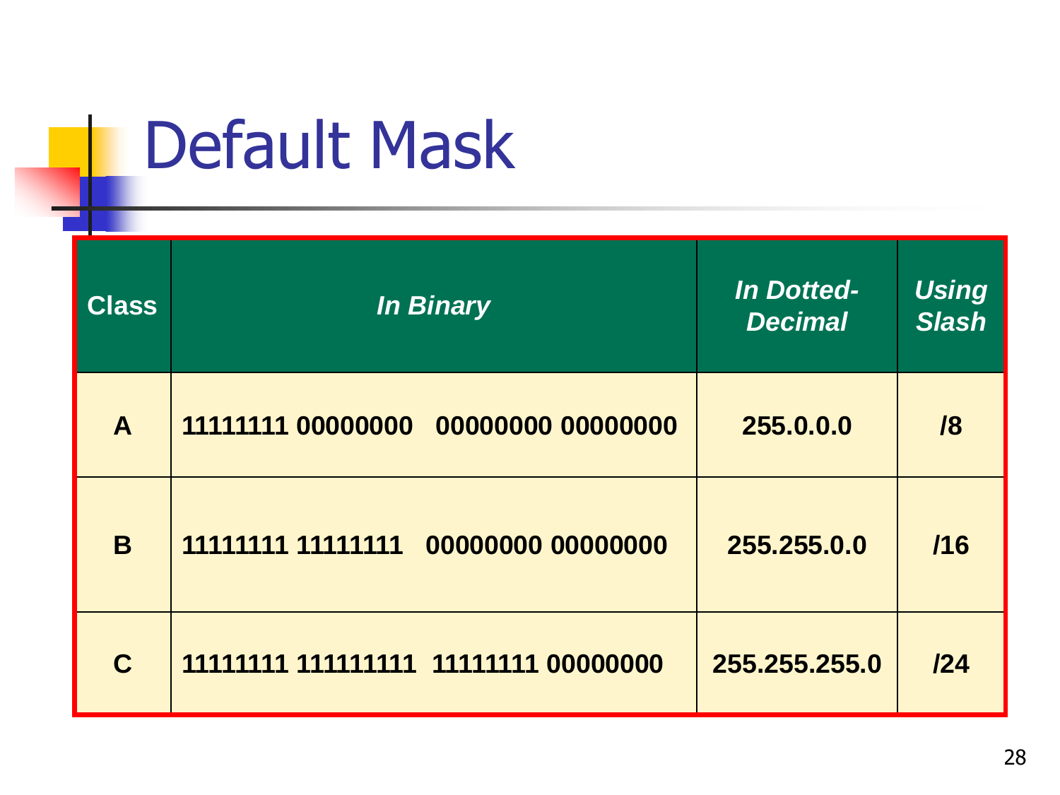# Default Mask

| Class | *In Binary* | *In Dotted-Decimal* | *Using Slash* |
|---|---|---|---|
| **A** | **11111111 00000000 00000000 00000000** | **255.0.0.0** | **/8** |
| **B** | **11111111 11111111 00000000 00000000** | **255.255.0.0** | **/16** |
| **C** | **11111111 111111111 11111111 00000000** | **255.255.255.0** | **/24** |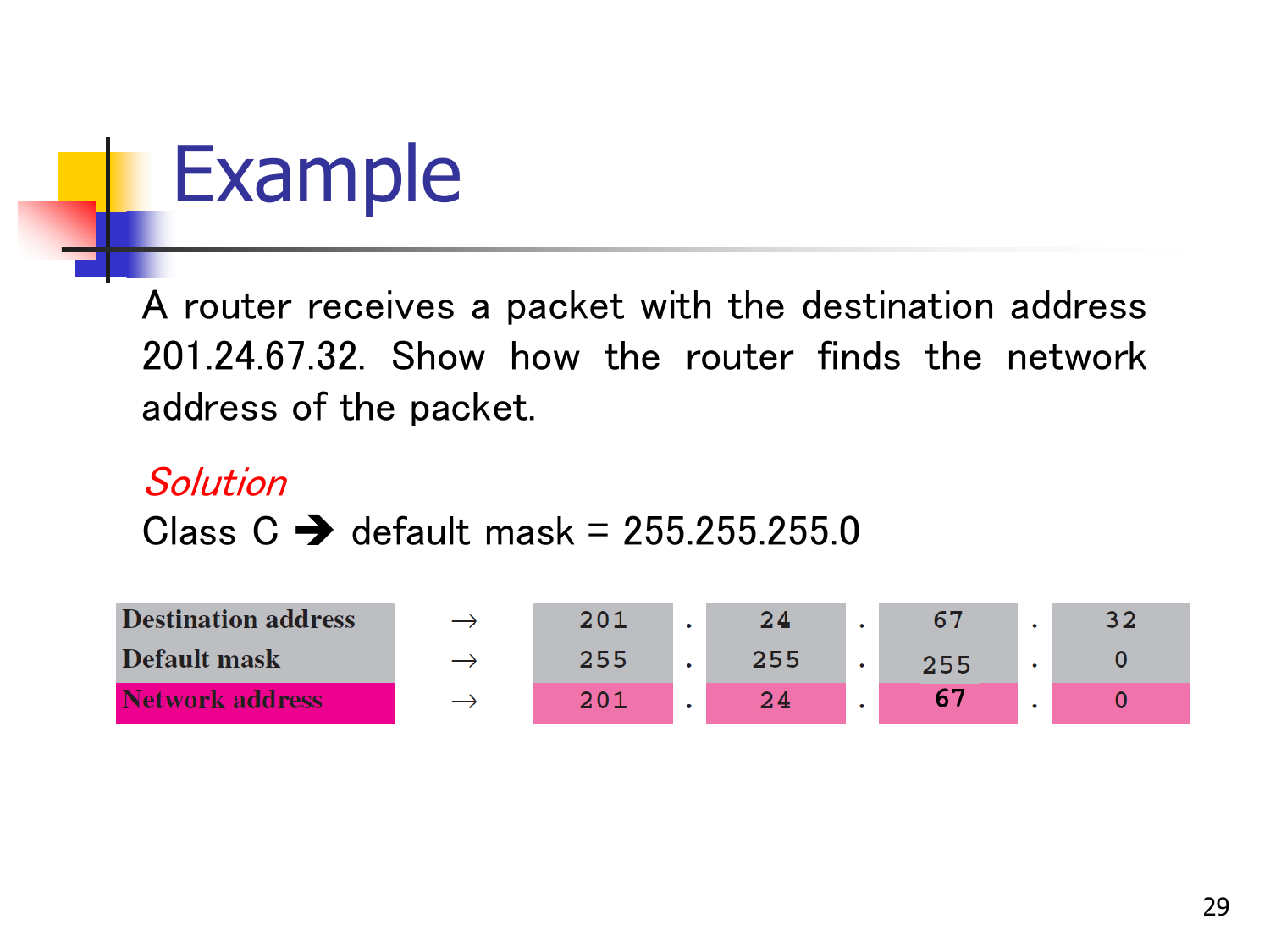# Example

A router receives a packet with the destination address 201.24.67.32. Show how the router finds the network address of the packet.

*Solution*

Class C ➔ default mask = 255.255.255.0

| | | | | | | | | |
|---|---|---|---|---|---|---|---|---|
| **Destination address** | → | 201 | . | 24 | . | 67 | . | 32 |
| **Default mask** | → | 255 | . | 255 | . | 255 | . | 0 |
| **Network address** | → | 201 | . | 24 | . | 67 | . | 0 |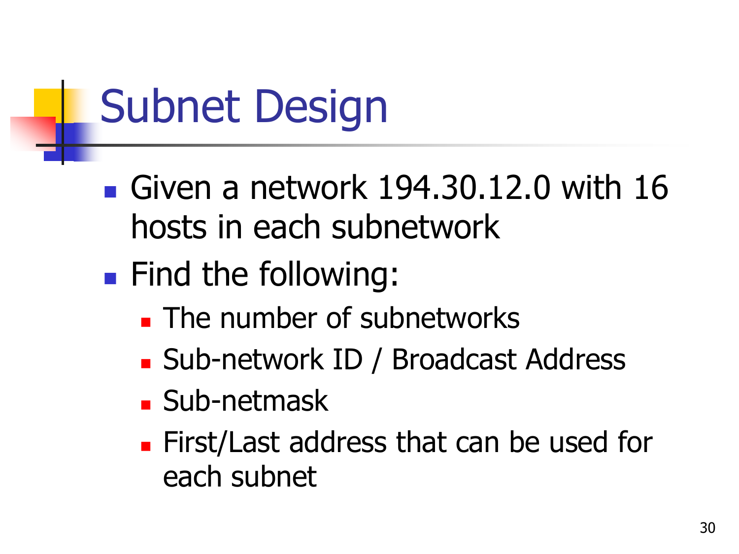# Subnet Design

- Given a network 194.30.12.0 with 16 hosts in each subnetwork
- Find the following:
  - The number of subnetworks
  - Sub-network ID / Broadcast Address
  - Sub-netmask
  - First/Last address that can be used for each subnet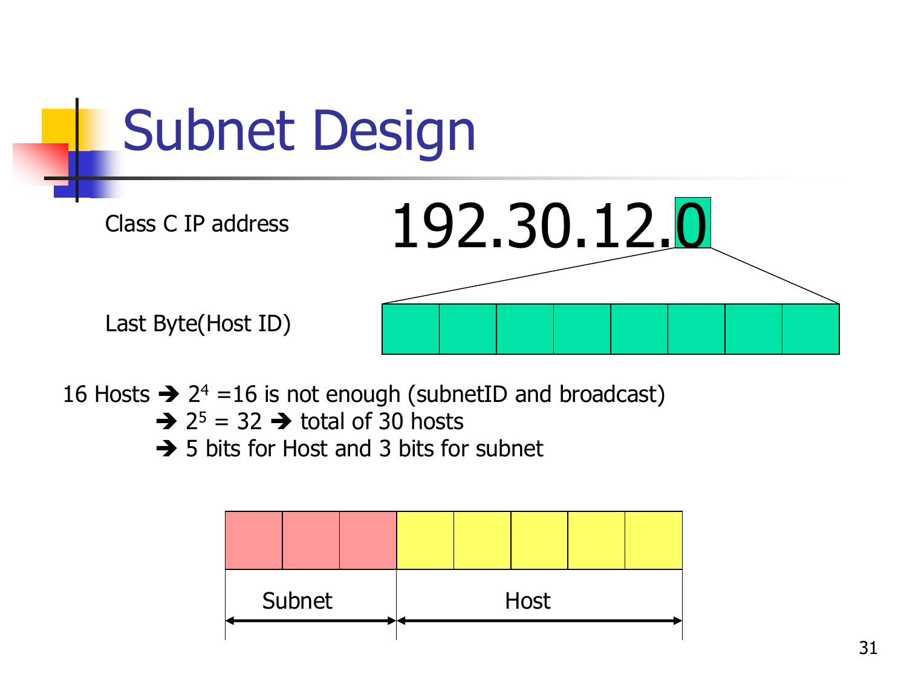# Subnet Design

Class C IP address 192.30.12.0

Last Byte(Host ID)

16 Hosts ➔ $2^4$ =16 is not enough (subnetID and broadcast)

➔ $2^5$ = 32 ➔ total of 30 hosts

➔ 5 bits for Host and 3 bits for subnet

Subnet | Host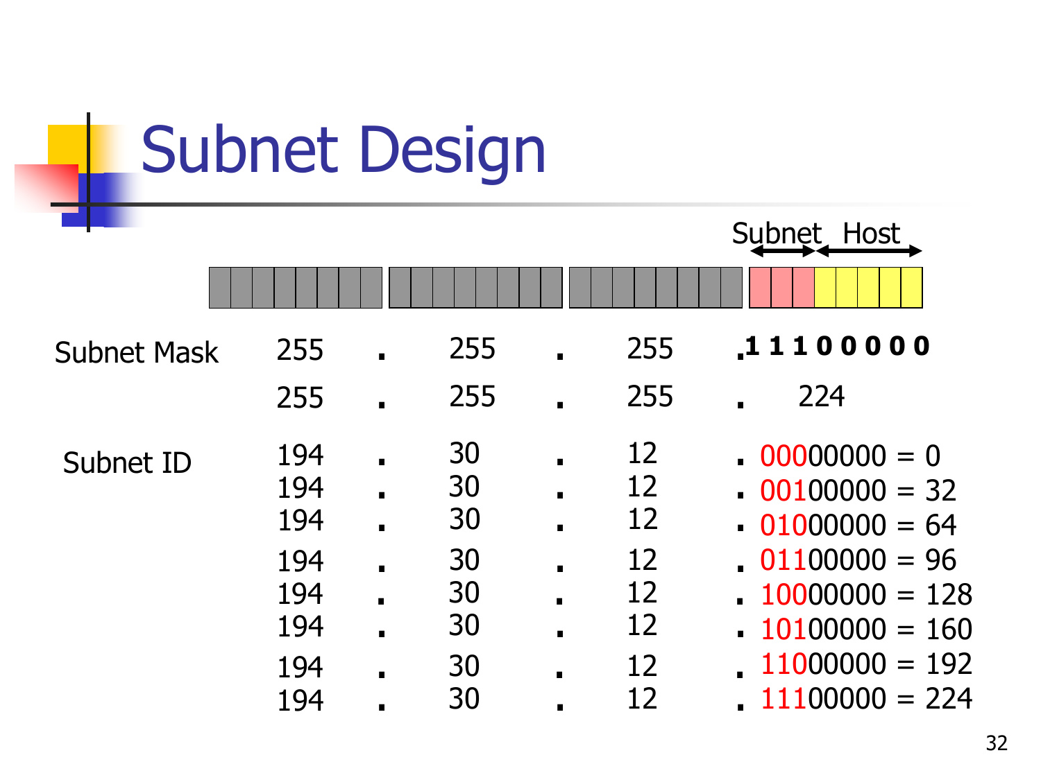# Subnet Design

Subnet | Host

| | | | | |
|---|---|---|---|---|
| Subnet Mask | 255 | 255 | 255 | 1 1 1 0 0 0 0 0 |
| | 255 | 255 | 255 | 224 |
| Subnet ID | 194 | 30 | 12 | 00000000 = 0 |
| | 194 | 30 | 12 | 00100000 = 32 |
| | 194 | 30 | 12 | 01000000 = 64 |
| | 194 | 30 | 12 | 01100000 = 96 |
| | 194 | 30 | 12 | 10000000 = 128 |
| | 194 | 30 | 12 | 10100000 = 160 |
| | 194 | 30 | 12 | 11000000 = 192 |
| | 194 | 30 | 12 | 11100000 = 224 |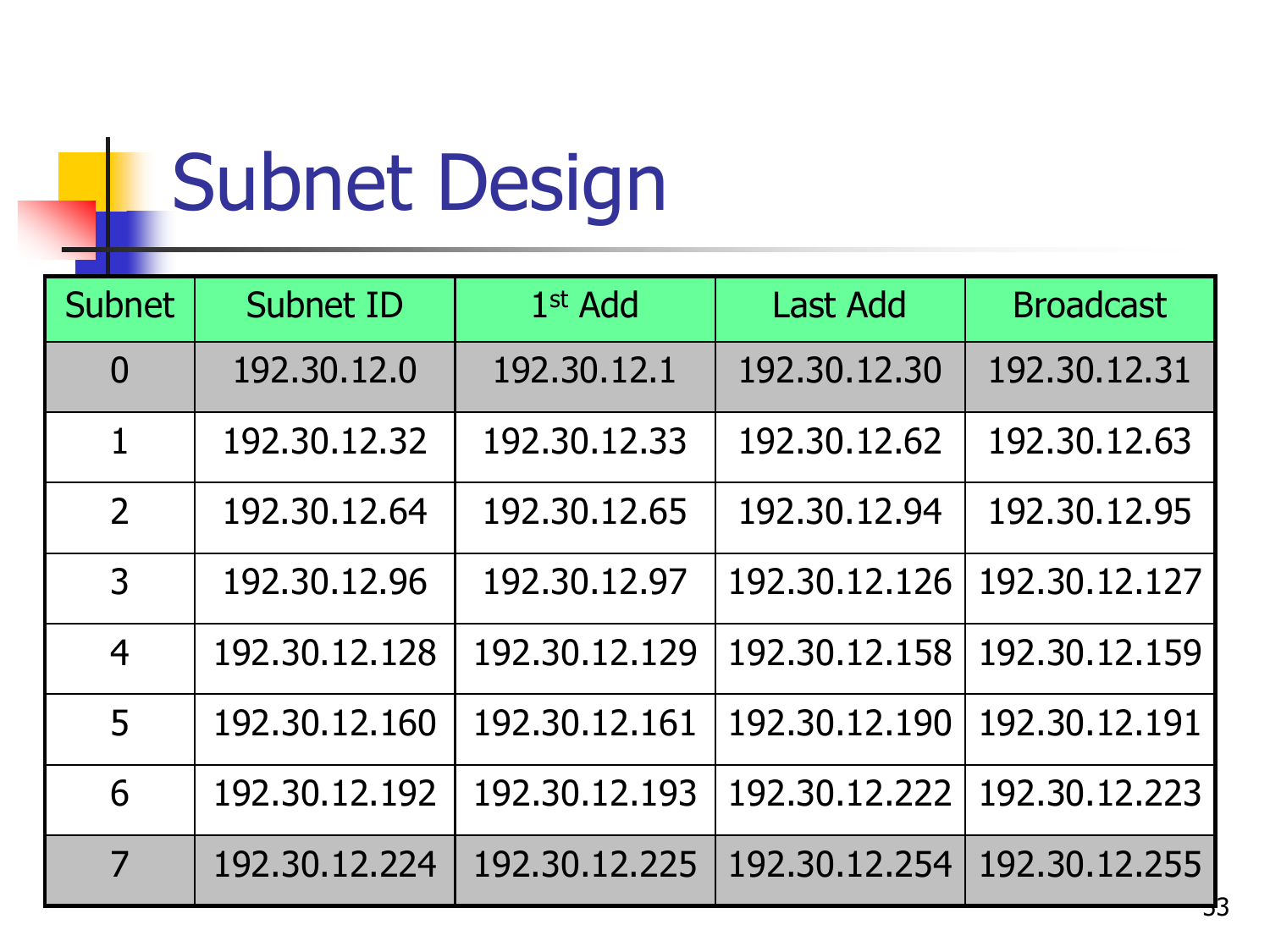# Subnet Design

| Subnet | Subnet ID | 1st Add | Last Add | Broadcast |
| --- | --- | --- | --- | --- |
| 0 | 192.30.12.0 | 192.30.12.1 | 192.30.12.30 | 192.30.12.31 |
| 1 | 192.30.12.32 | 192.30.12.33 | 192.30.12.62 | 192.30.12.63 |
| 2 | 192.30.12.64 | 192.30.12.65 | 192.30.12.94 | 192.30.12.95 |
| 3 | 192.30.12.96 | 192.30.12.97 | 192.30.12.126 | 192.30.12.127 |
| 4 | 192.30.12.128 | 192.30.12.129 | 192.30.12.158 | 192.30.12.159 |
| 5 | 192.30.12.160 | 192.30.12.161 | 192.30.12.190 | 192.30.12.191 |
| 6 | 192.30.12.192 | 192.30.12.193 | 192.30.12.222 | 192.30.12.223 |
| 7 | 192.30.12.224 | 192.30.12.225 | 192.30.12.254 | 192.30.12.255 |